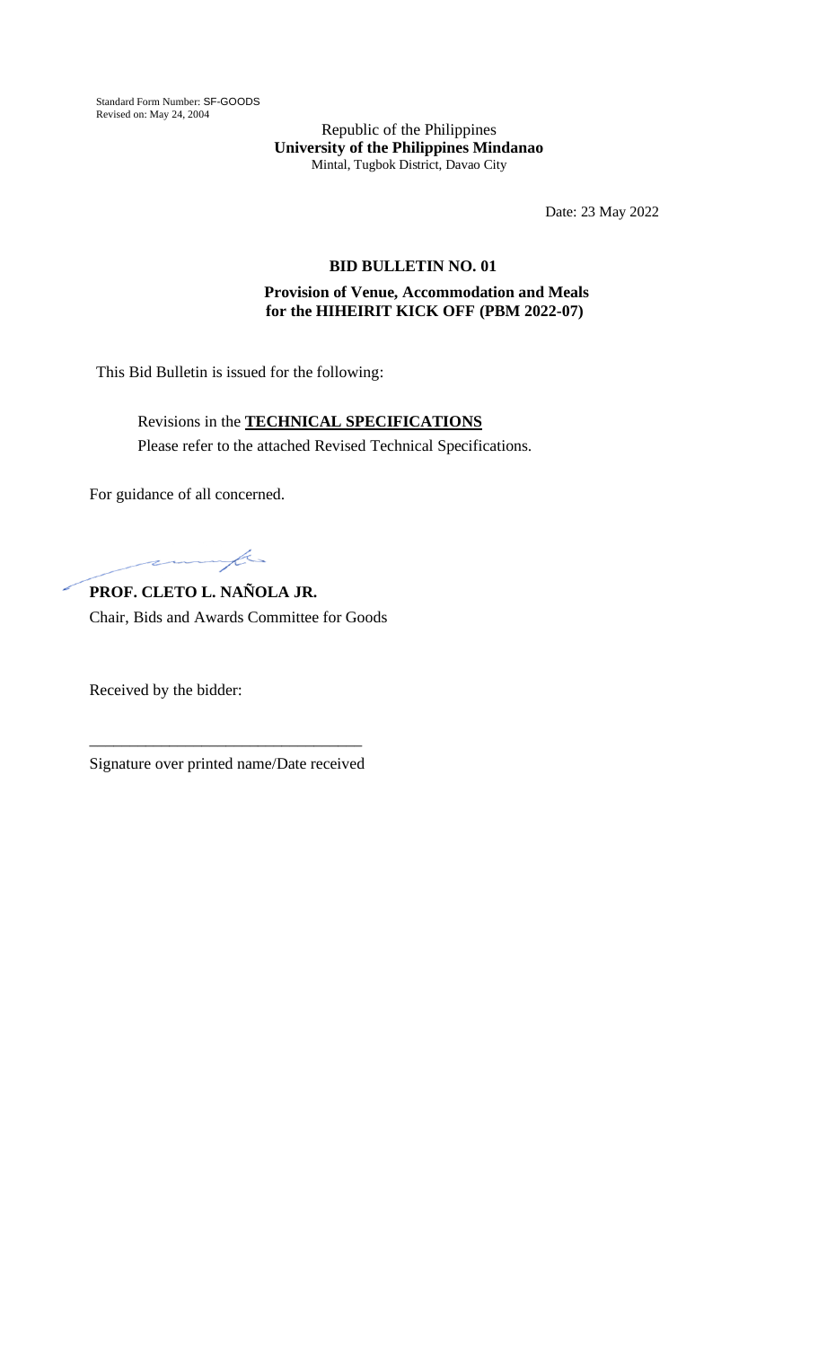Standard Form Number: SF-GOODS
Revised on: May 24, 2004

Republic of the Philippines
**University of the Philippines Mindanao**
Mintal, Tugbok District, Davao City

Date: 23 May 2022

**BID BULLETIN NO. 01**

**Provision of Venue, Accommodation and Meals for the HIHEIRIT KICK OFF (PBM 2022-07)**

This Bid Bulletin is issued for the following:

Revisions in the **TECHNICAL SPECIFICATIONS**
Please refer to the attached Revised Technical Specifications.

For guidance of all concerned.

**PROF. CLETO L. NAÑOLA JR.**
Chair, Bids and Awards Committee for Goods

Received by the bidder:

_________________________________
Signature over printed name/Date received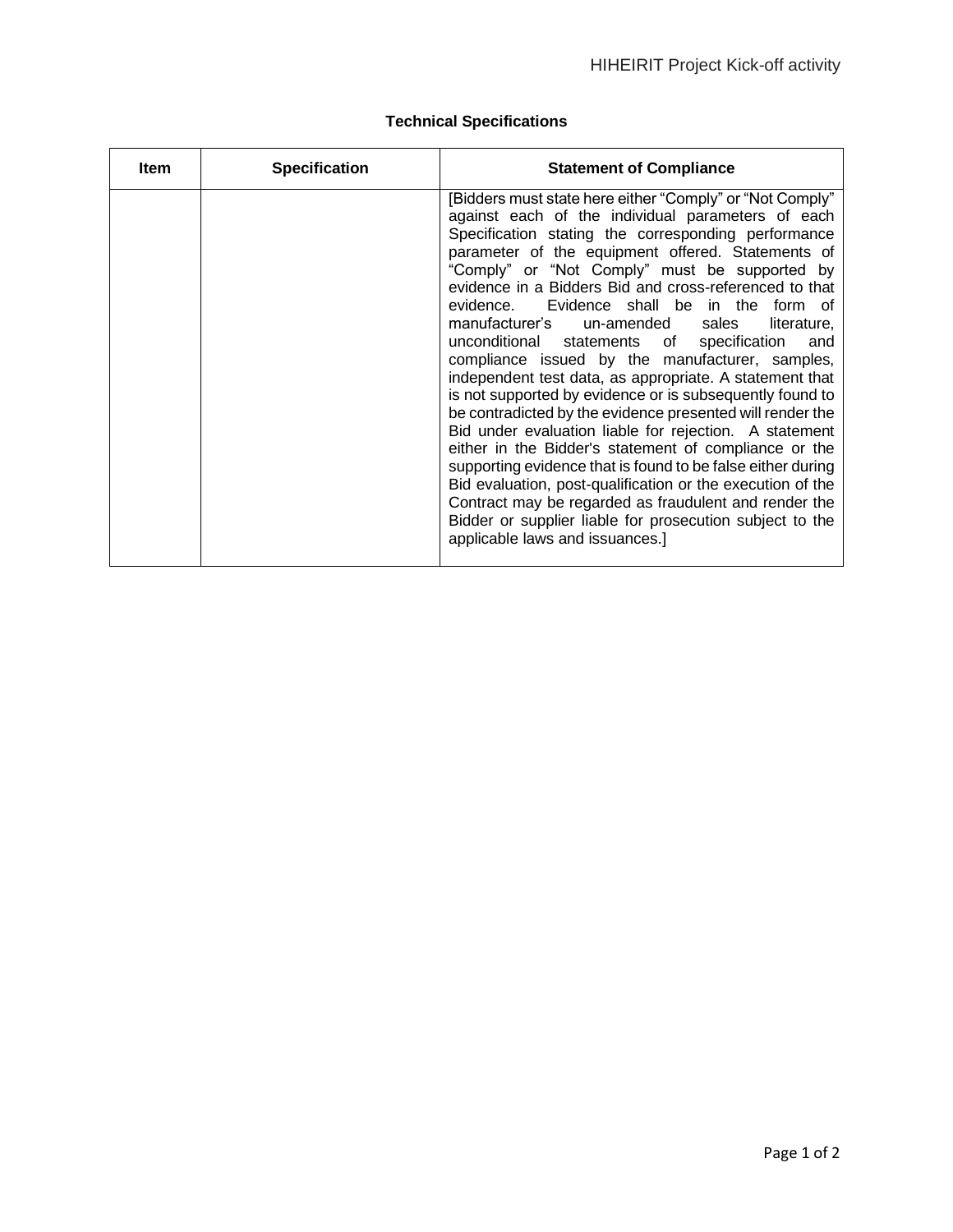**Technical Specifications**

| Item | Specification | Statement of Compliance |
| --- | --- | --- |
| | | [Bidders must state here either "Comply" or "Not Comply" against each of the individual parameters of each Specification stating the corresponding performance parameter of the equipment offered. Statements of "Comply" or "Not Comply" must be supported by evidence in a Bidders Bid and cross-referenced to that evidence. Evidence shall be in the form of manufacturer's un-amended sales literature, unconditional statements of specification and compliance issued by the manufacturer, samples, independent test data, as appropriate. A statement that is not supported by evidence or is subsequently found to be contradicted by the evidence presented will render the Bid under evaluation liable for rejection. A statement either in the Bidder's statement of compliance or the supporting evidence that is found to be false either during Bid evaluation, post-qualification or the execution of the Contract may be regarded as fraudulent and render the Bidder or supplier liable for prosecution subject to the applicable laws and issuances.] |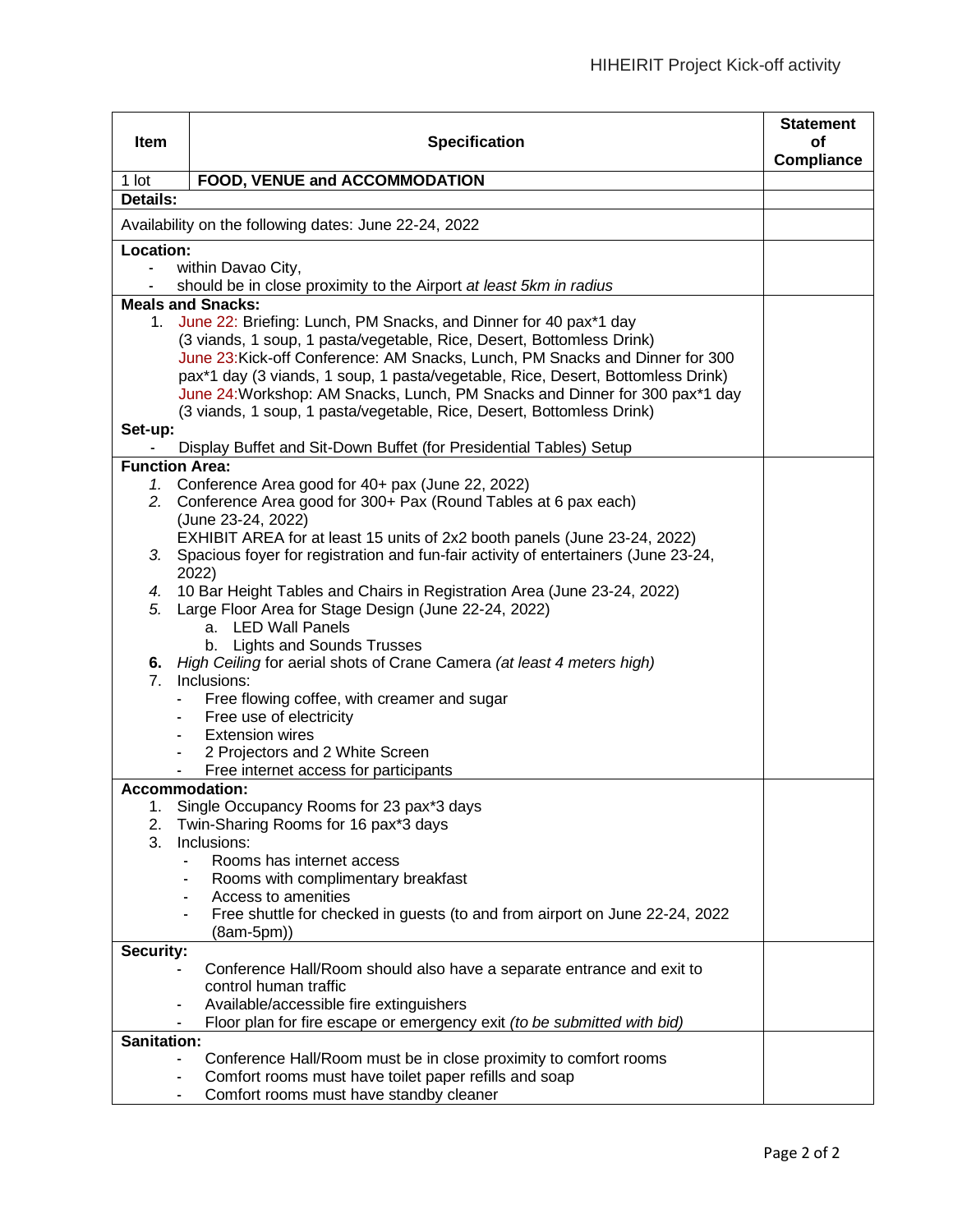| Item | Specification | Statement of Compliance |
|---|---|---|
| 1 lot | **FOOD, VENUE and ACCOMMODATION** | |
| **Details:** | | |
| Availability on the following dates: June 22-24, 2022 | | |
| **Location:**<br>- within Davao City,<br>- should be in close proximity to the Airport *at least 5km in radius* | | |
| **Meals and Snacks:**<br>1. June 22: Briefing: Lunch, PM Snacks, and Dinner for 40 pax*1 day (3 viands, 1 soup, 1 pasta/vegetable, Rice, Desert, Bottomless Drink)<br>June 23:Kick-off Conference: AM Snacks, Lunch, PM Snacks and Dinner for 300 pax*1 day (3 viands, 1 soup, 1 pasta/vegetable, Rice, Desert, Bottomless Drink)<br>June 24:Workshop: AM Snacks, Lunch, PM Snacks and Dinner for 300 pax*1 day (3 viands, 1 soup, 1 pasta/vegetable, Rice, Desert, Bottomless Drink)<br>**Set-up:**<br>- Display Buffet and Sit-Down Buffet (for Presidential Tables) Setup | | |
| **Function Area:**<br>*1.* Conference Area good for 40+ pax (June 22, 2022)<br>*2.* Conference Area good for 300+ Pax (Round Tables at 6 pax each) (June 23-24, 2022)<br>EXHIBIT AREA for at least 15 units of 2x2 booth panels (June 23-24, 2022)<br>*3.* Spacious foyer for registration and fun-fair activity of entertainers (June 23-24, 2022)<br>*4.* 10 Bar Height Tables and Chairs in Registration Area (June 23-24, 2022)<br>*5.* Large Floor Area for Stage Design (June 22-24, 2022)<br>a. LED Wall Panels<br>b. Lights and Sounds Trusses<br>**6.** *High Ceiling* for aerial shots of Crane Camera *(at least 4 meters high)*<br>7. Inclusions:<br>- Free flowing coffee, with creamer and sugar<br>- Free use of electricity<br>- Extension wires<br>- 2 Projectors and 2 White Screen<br>- Free internet access for participants | | |
| **Accommodation:**<br>1. Single Occupancy Rooms for 23 pax*3 days<br>2. Twin-Sharing Rooms for 16 pax*3 days<br>3. Inclusions:<br>- Rooms has internet access<br>- Rooms with complimentary breakfast<br>- Access to amenities<br>- Free shuttle for checked in guests (to and from airport on June 22-24, 2022 (8am-5pm)) | | |
| **Security:**<br>- Conference Hall/Room should also have a separate entrance and exit to control human traffic<br>- Available/accessible fire extinguishers<br>- Floor plan for fire escape or emergency exit *(to be submitted with bid)* | | |
| **Sanitation:**<br>- Conference Hall/Room must be in close proximity to comfort rooms<br>- Comfort rooms must have toilet paper refills and soap<br>- Comfort rooms must have standby cleaner | | |